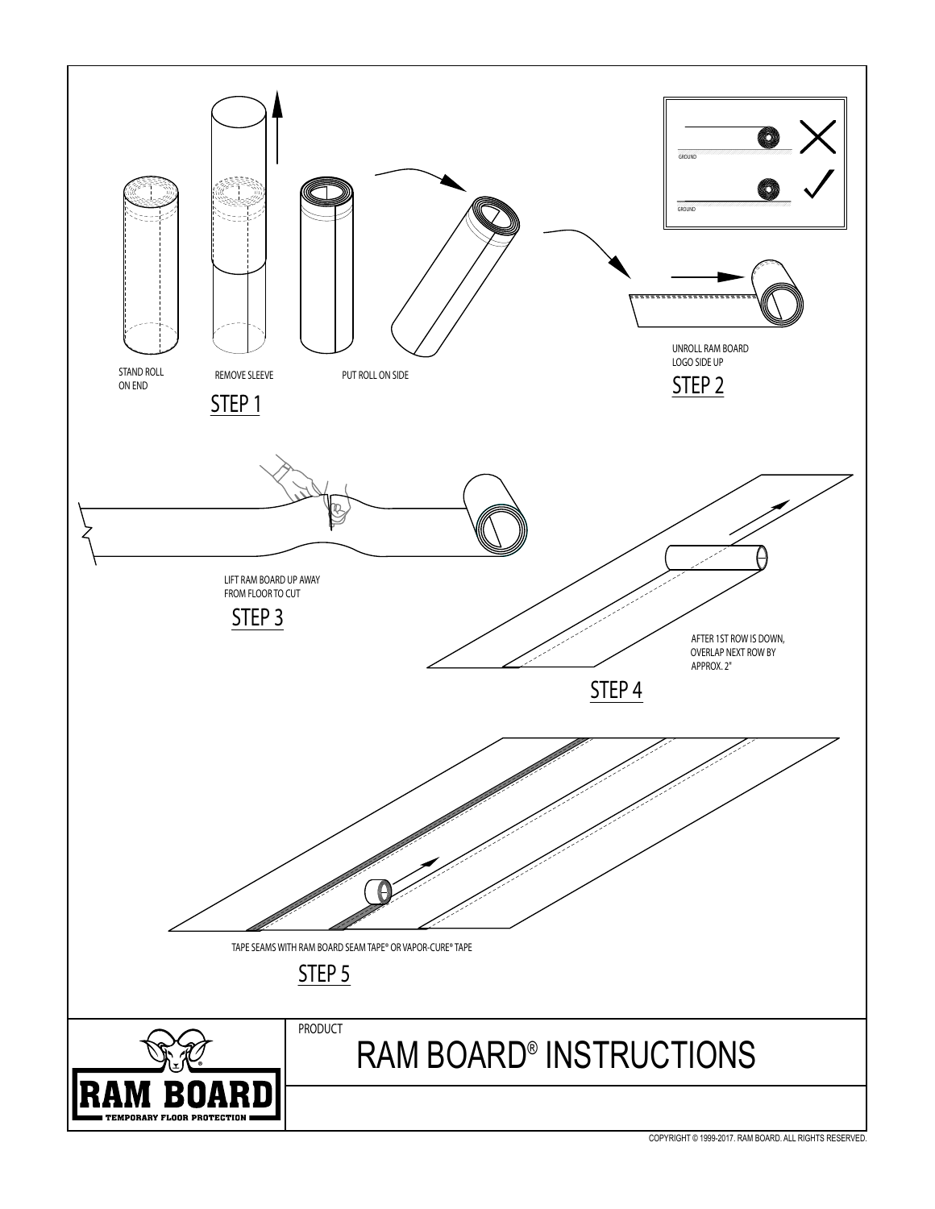STAND ROLL ON END

REMOVE SLEEVE

PUT ROLL ON SIDE

STEP 1

GROUND

GROUND

UNROLL RAM BOARD LOGO SIDE UP

STEP 2

LIFT RAM BOARD UP AWAY FROM FLOOR TO CUT

STEP 3

AFTER 1ST ROW IS DOWN, OVERLAP NEXT ROW BY APPROX. 2"

STEP 4

TAPE SEAMS WITH RAM BOARD SEAM TAPE® OR VAPOR-CURE® TAPE

STEP 5

RAM BOARD® TEMPORARY FLOOR PROTECTION

PRODUCT

# RAM BOARD® INSTRUCTIONS

COPYRIGHT © 1999-2017. RAM BOARD. ALL RIGHTS RESERVED.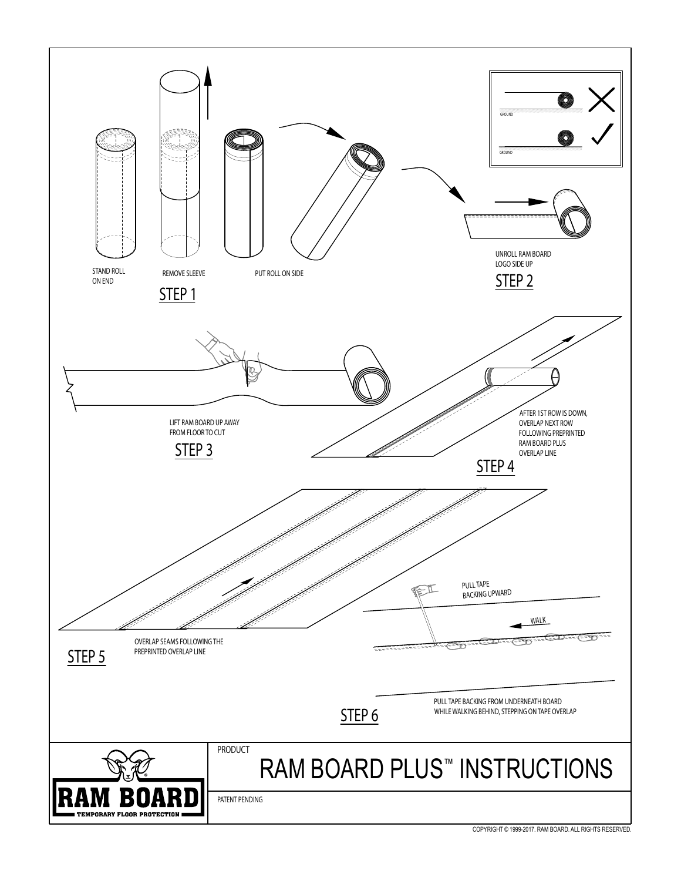STAND ROLL ON END

REMOVE SLEEVE

PUT ROLL ON SIDE

## STEP 1

GROUND

GROUND

UNROLL RAM BOARD LOGO SIDE UP

## STEP 2

LIFT RAM BOARD UP AWAY FROM FLOOR TO CUT

## STEP 3

AFTER 1ST ROW IS DOWN, OVERLAP NEXT ROW FOLLOWING PREPRINTED RAM BOARD PLUS OVERLAP LINE

## STEP 4

OVERLAP SEAMS FOLLOWING THE PREPRINTED OVERLAP LINE

## STEP 5

PULL TAPE BACKING UPWARD

WALK

PULL TAPE BACKING FROM UNDERNEATH BOARD WHILE WALKING BEHIND, STEPPING ON TAPE OVERLAP

## STEP 6

RAM BOARD®

TEMPORARY FLOOR PROTECTION

PRODUCT

# RAM BOARD PLUS™ INSTRUCTIONS

PATENT PENDING

COPYRIGHT © 1999-2017. RAM BOARD. ALL RIGHTS RESERVED.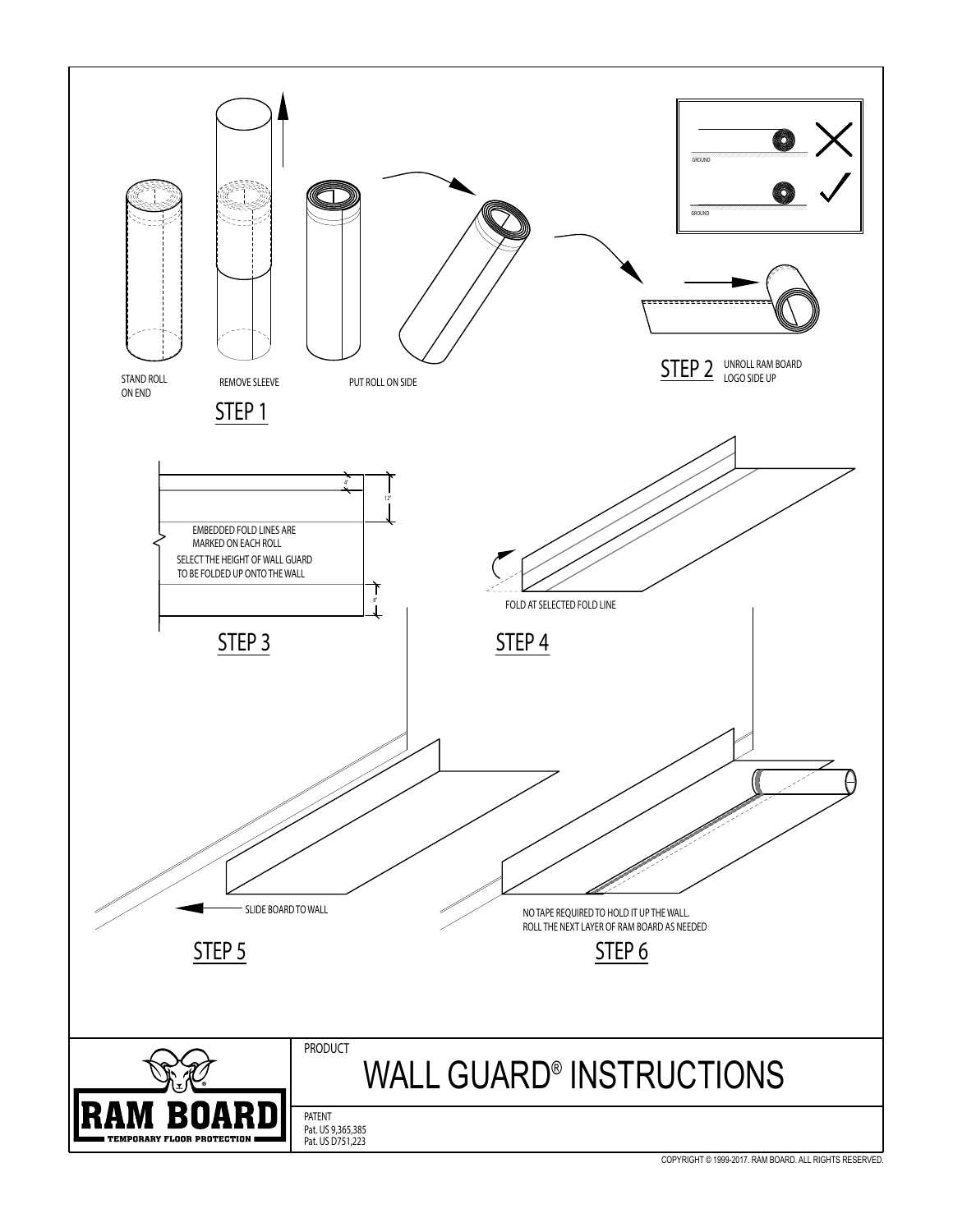STAND ROLL ON END

REMOVE SLEEVE

PUT ROLL ON SIDE

## STEP 1

GROUND

GROUND

## STEP 2

UNROLL RAM BOARD LOGO SIDE UP

4"

12"

EMBEDDED FOLD LINES ARE MARKED ON EACH ROLL

SELECT THE HEIGHT OF WALL GUARD TO BE FOLDED UP ONTO THE WALL

8"

## STEP 3

FOLD AT SELECTED FOLD LINE

## STEP 4

SLIDE BOARD TO WALL

## STEP 5

NO TAPE REQUIRED TO HOLD IT UP THE WALL.
ROLL THE NEXT LAYER OF RAM BOARD AS NEEDED

## STEP 6

RAM BOARD
TEMPORARY FLOOR PROTECTION

PRODUCT

# WALL GUARD® INSTRUCTIONS

PATENT
Pat. US 9,365,385
Pat. US D751,223

COPYRIGHT © 1999-2017. RAM BOARD. ALL RIGHTS RESERVED.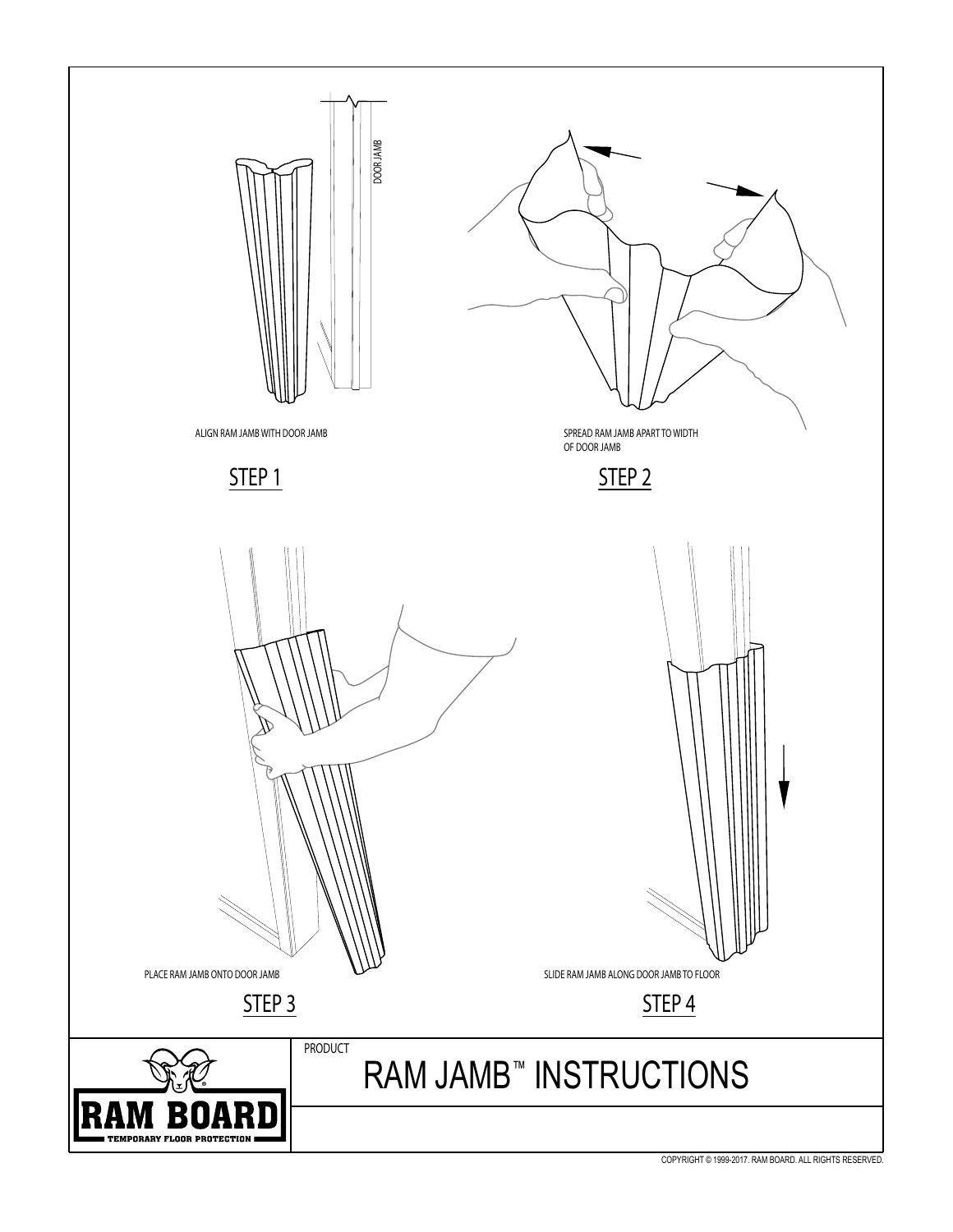DOOR JAMB

ALIGN RAM JAMB WITH DOOR JAMB

STEP 1

SPREAD RAM JAMB APART TO WIDTH OF DOOR JAMB

STEP 2

PLACE RAM JAMB ONTO DOOR JAMB

STEP 3

SLIDE RAM JAMB ALONG DOOR JAMB TO FLOOR

STEP 4

RAM BOARD®

TEMPORARY FLOOR PROTECTION

PRODUCT

# RAM JAMB™ INSTRUCTIONS

COPYRIGHT © 1999-2017. RAM BOARD. ALL RIGHTS RESERVED.